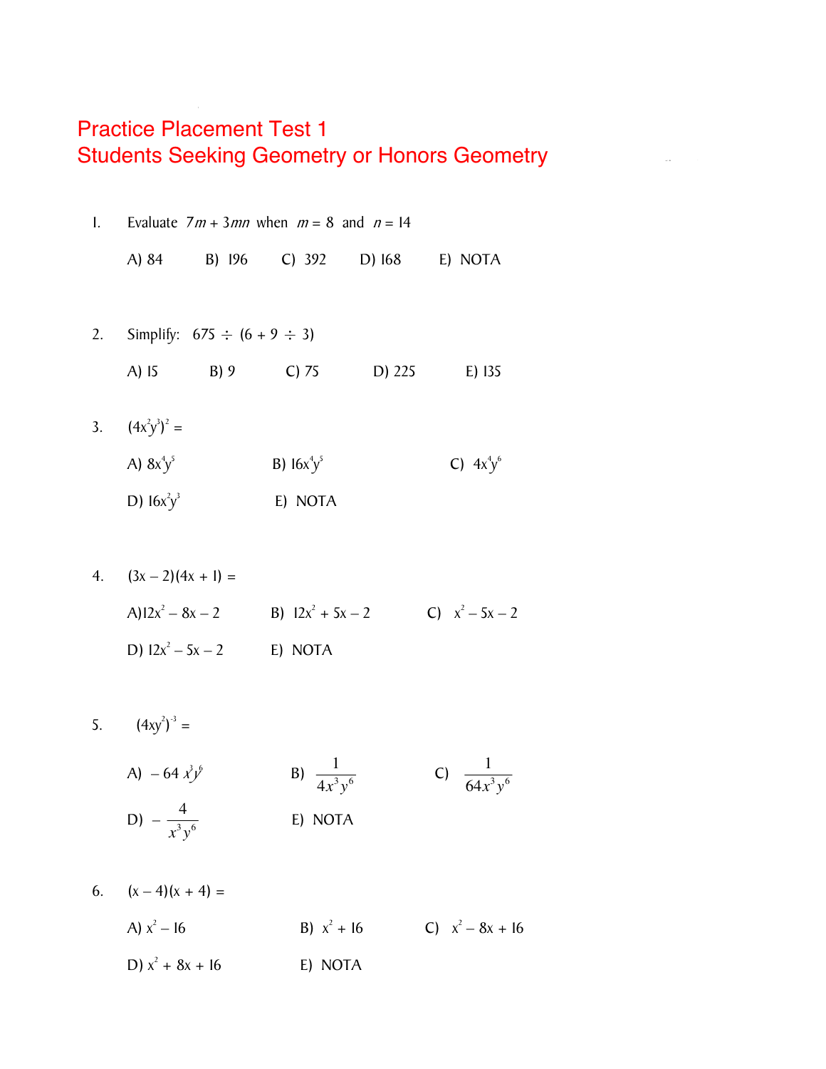# Practice Placement Test 1
# Students Seeking Geometry or Honors Geometry

1. Evaluate $7m + 3mn$ when $m = 8$ and $n = 14$

   A) 84 B) 196 C) 392 D) 168 E) NOTA

2. Simplify: $675 \div (6 + 9 \div 3)$

   A) 15 B) 9 C) 75 D) 225 E) 135

3. $(4x^2y^3)^2 =$

   A) $8x^4y^5$ B) $16x^4y^5$ C) $4x^4y^6$

   D) $16x^2y^3$ E) NOTA

4. $(3x - 2)(4x + 1) =$

   A) $12x^2 - 8x - 2$ B) $12x^2 + 5x - 2$ C) $x^2 - 5x - 2$

   D) $12x^2 - 5x - 2$ E) NOTA

5. $(4xy^2)^{-3} =$

   A) $-64x^3y^6$ B) $\frac{1}{4x^3y^6}$ C) $\frac{1}{64x^3y^6}$

   D) $-\frac{4}{x^3y^6}$ E) NOTA

6. $(x - 4)(x + 4) =$

   A) $x^2 - 16$ B) $x^2 + 16$ C) $x^2 - 8x + 16$

   D) $x^2 + 8x + 16$ E) NOTA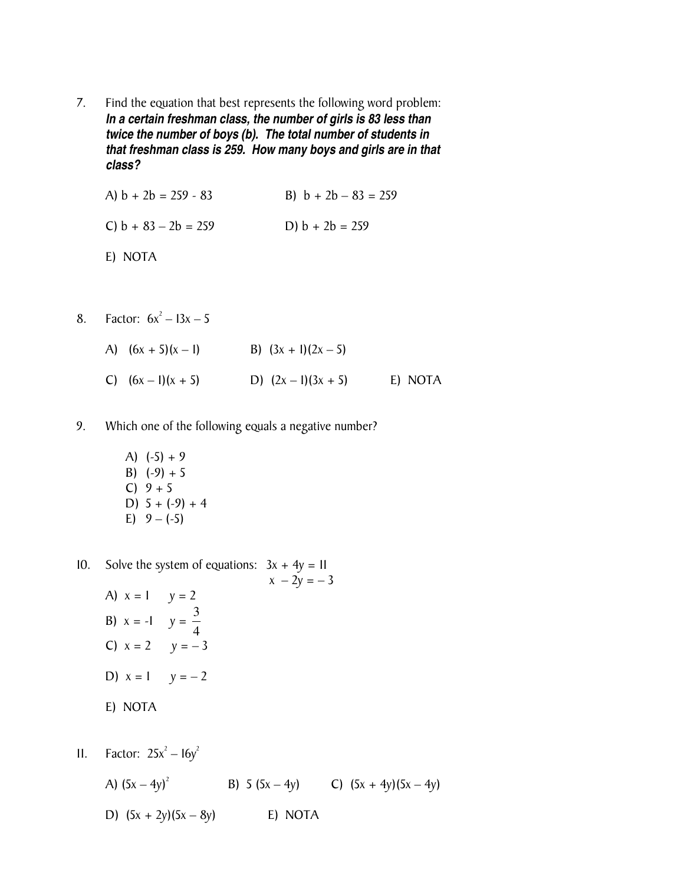7. Find the equation that best represents the following word problem:
   ***In a certain freshman class, the number of girls is 83 less than twice the number of boys (b). The total number of students in that freshman class is 259. How many boys and girls are in that class?***

   A) $b + 2b = 259 - 83$ B) $b + 2b - 83 = 259$

   C) $b + 83 - 2b = 259$ D) $b + 2b = 259$

   E) NOTA

8. Factor: $6x^2 - 13x - 5$

   A) $(6x + 5)(x - 1)$ B) $(3x + 1)(2x - 5)$

   C) $(6x - 1)(x + 5)$ D) $(2x - 1)(3x + 5)$ E) NOTA

9. Which one of the following equals a negative number?

   A) $(-5) + 9$
   B) $(-9) + 5$
   C) $9 + 5$
   D) $5 + (-9) + 4$
   E) $9 - (-5)$

10. Solve the system of equations: $3x + 4y = 11$
    $x - 2y = -3$

    A) $x = 1 \quad y = 2$

    B) $x = -1 \quad y = \frac{3}{4}$

    C) $x = 2 \quad y = -3$

    D) $x = 1 \quad y = -2$

    E) NOTA

11. Factor: $25x^2 - 16y^2$

    A) $(5x - 4y)^2$ B) $5(5x - 4y)$ C) $(5x + 4y)(5x - 4y)$

    D) $(5x + 2y)(5x - 8y)$ E) NOTA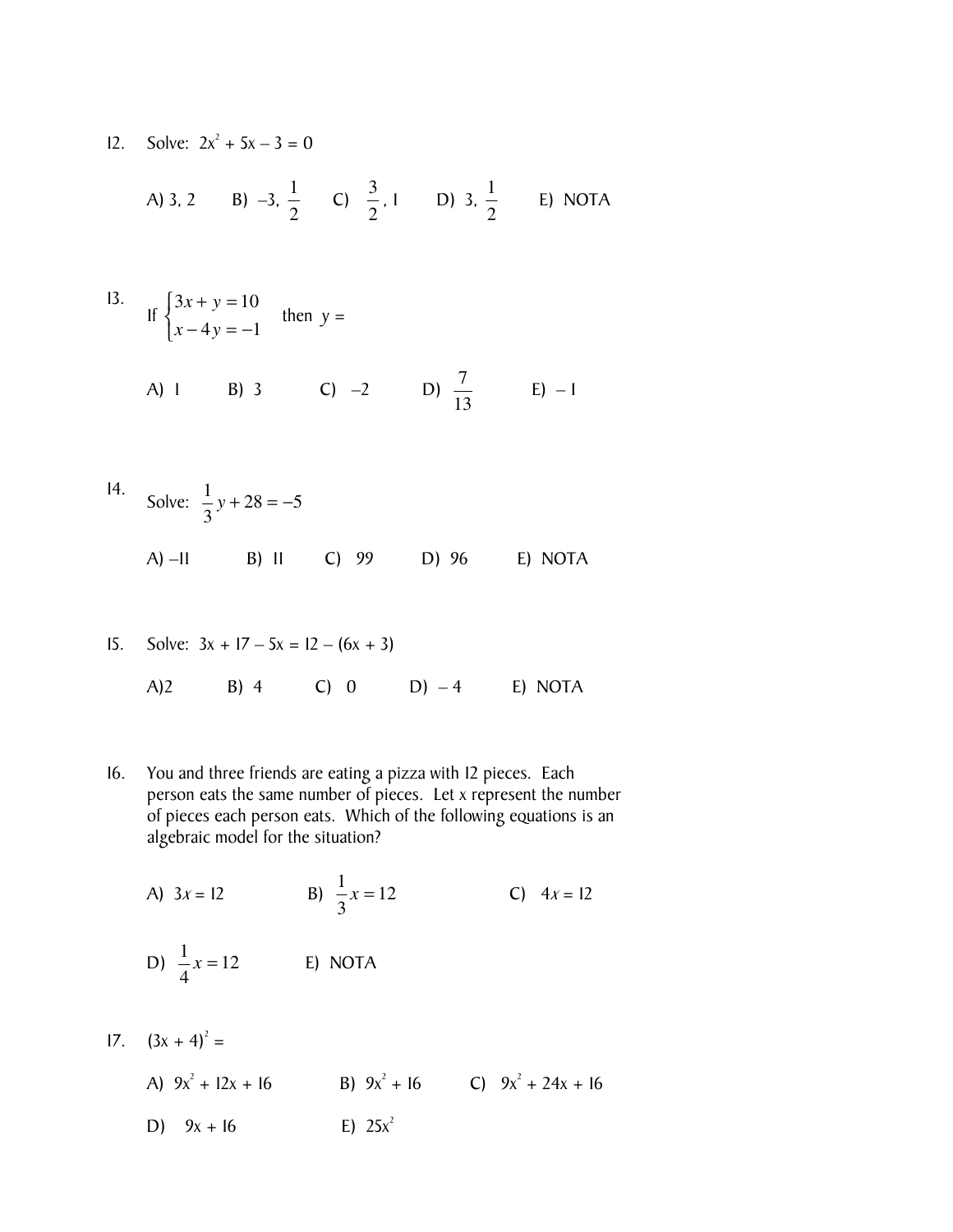12. Solve: $2x^2 + 5x - 3 = 0$

A) 3, 2 B) $-3, \frac{1}{2}$ C) $\frac{3}{2}$, 1 D) $3, \frac{1}{2}$ E) NOTA

13. If $\begin{cases} 3x + y = 10 \\ x - 4y = -1 \end{cases}$ then $y =$

A) 1 B) 3 C) $-2$ D) $\frac{7}{13}$ E) $-1$

14. Solve: $\frac{1}{3}y + 28 = -5$

A) $-11$ B) 11 C) 99 D) 96 E) NOTA

15. Solve: $3x + 17 - 5x = 12 - (6x + 3)$

A) 2 B) 4 C) 0 D) $-4$ E) NOTA

16. You and three friends are eating a pizza with 12 pieces. Each person eats the same number of pieces. Let x represent the number of pieces each person eats. Which of the following equations is an algebraic model for the situation?

A) $3x = 12$ B) $\frac{1}{3}x = 12$ C) $4x = 12$

D) $\frac{1}{4}x = 12$ E) NOTA

17. $(3x + 4)^2 =$

A) $9x^2 + 12x + 16$ B) $9x^2 + 16$ C) $9x^2 + 24x + 16$

D) $9x + 16$ E) $25x^2$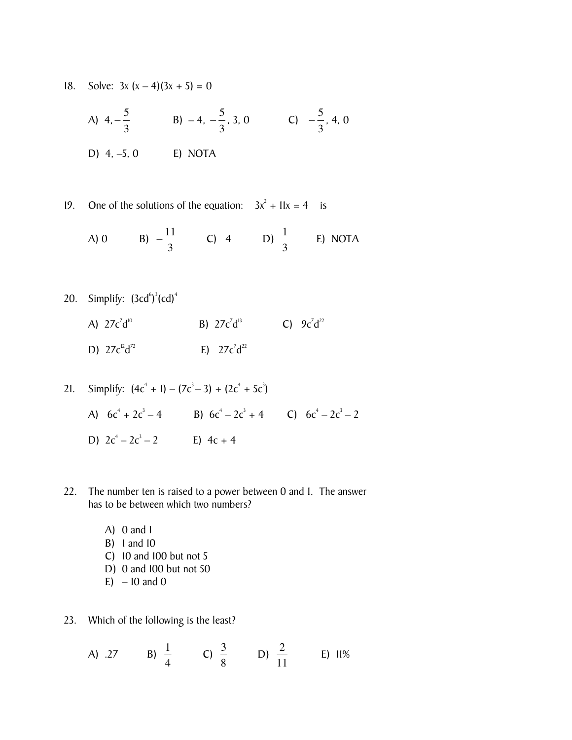18. Solve: $3x(x-4)(3x+5) = 0$

A) $4, -\frac{5}{3}$ B) $-4, -\frac{5}{3}, 3, 0$ C) $-\frac{5}{3}, 4, 0$

D) $4, -5, 0$ E) NOTA

19. One of the solutions of the equation: $3x^2 + 11x = 4$ is

A) 0 B) $-\frac{11}{3}$ C) 4 D) $\frac{1}{3}$ E) NOTA

20. Simplify: $(3cd^6)^3(cd)^4$

A) $27c^7d^{10}$ B) $27c^7d^{13}$ C) $9c^7d^{22}$

D) $27c^{12}d^{72}$ E) $27c^7d^{22}$

21. Simplify: $(4c^4 + 1) - (7c^3 - 3) + (2c^4 + 5c^3)$

A) $6c^4 + 2c^3 - 4$ B) $6c^4 - 2c^3 + 4$ C) $6c^4 - 2c^3 - 2$

D) $2c^4 - 2c^3 - 2$ E) $4c + 4$

22. The number ten is raised to a power between 0 and 1. The answer has to be between which two numbers?

A) 0 and 1
B) 1 and 10
C) 10 and 100 but not 5
D) 0 and 100 but not 50
E) – 10 and 0

23. Which of the following is the least?

A) .27 B) $\frac{1}{4}$ C) $\frac{3}{8}$ D) $\frac{2}{11}$ E) 11%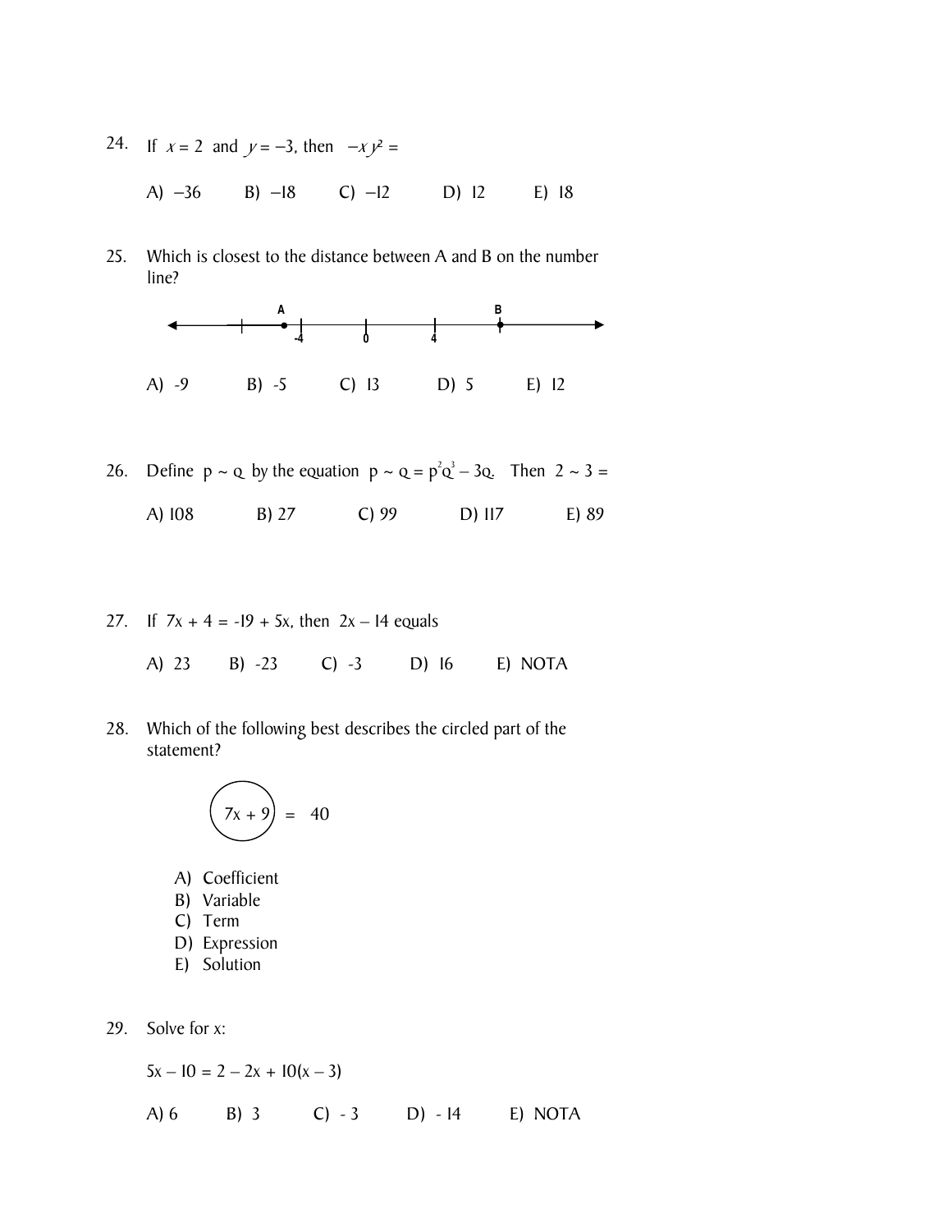24. If $x = 2$ and $y = -3$, then $-xy^2 =$

A) $-36$ B) $-18$ C) $-12$ D) $12$ E) $18$

25. Which is closest to the distance between A and B on the number line?

A) -9 B) -5 C) 13 D) 5 E) 12

26. Define $p \sim q$ by the equation $p \sim q = p^2q^3 - 3q$. Then $2 \sim 3 =$

A) 108 B) 27 C) 99 D) 117 E) 89

27. If $7x + 4 = -19 + 5x$, then $2x - 14$ equals

A) 23 B) -23 C) -3 D) 16 E) NOTA

28. Which of the following best describes the circled part of the statement?

$$\boxed{7x + 9} = 40$$

A) Coefficient
B) Variable
C) Term
D) Expression
E) Solution

29. Solve for x:

$5x - 10 = 2 - 2x + 10(x - 3)$

A) 6 B) 3 C) - 3 D) - 14 E) NOTA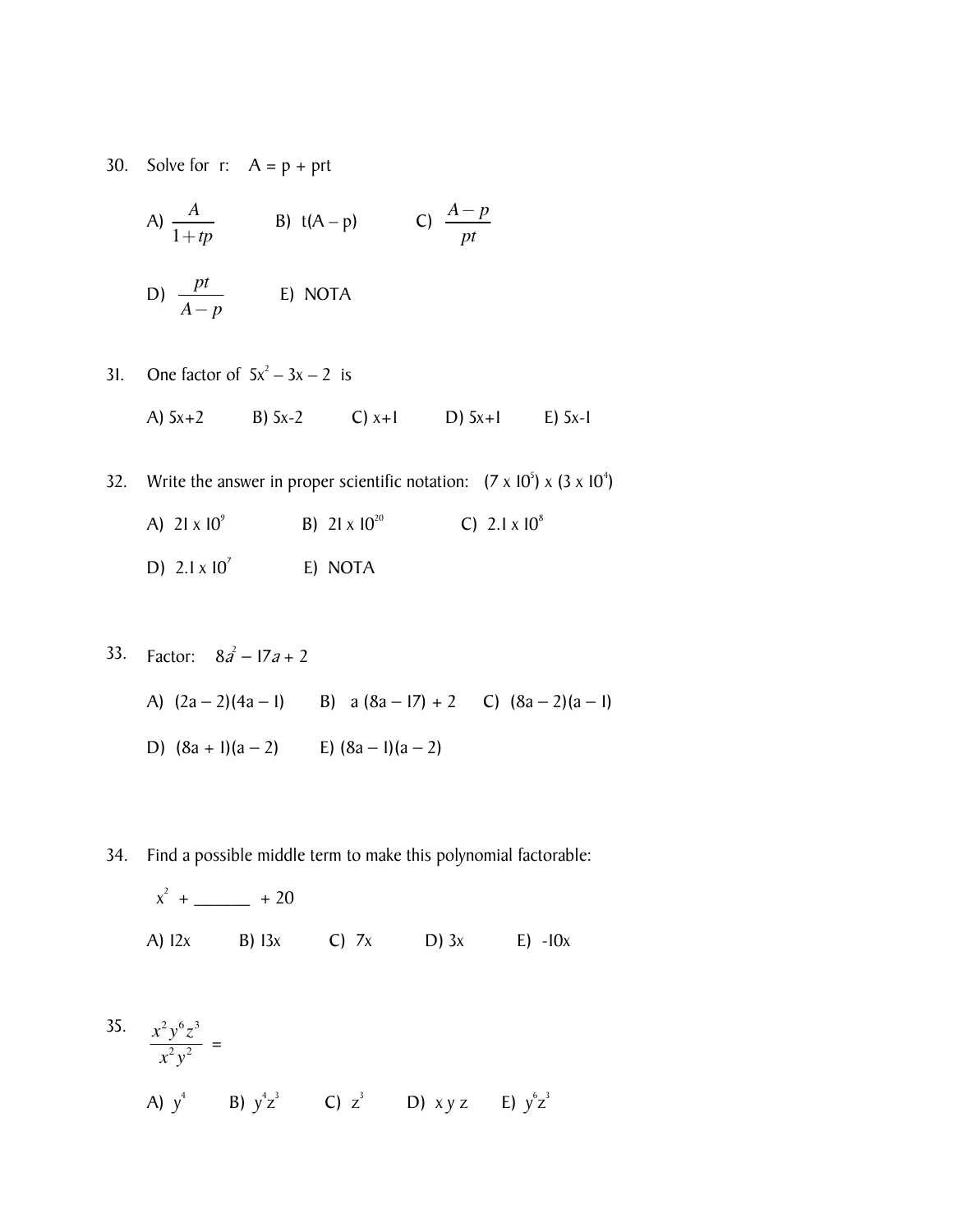30. Solve for r: $A = p + prt$

A) $\frac{A}{1+tp}$  B) $t(A-p)$  C) $\frac{A-p}{pt}$

D) $\frac{pt}{A-p}$  E) NOTA

31. One factor of $5x^2 - 3x - 2$ is

A) $5x+2$  B) $5x-2$  C) $x+1$  D) $5x+1$  E) $5x-1$

32. Write the answer in proper scientific notation: $(7 \times 10^5) \times (3 \times 10^4)$

A) $21 \times 10^9$  B) $21 \times 10^{20}$  C) $2.1 \times 10^8$

D) $2.1 \times 10^7$  E) NOTA

33. Factor: $8a^2 - 17a + 2$

A) $(2a-2)(4a-1)$  B) $a(8a-17)+2$  C) $(8a-2)(a-1)$

D) $(8a+1)(a-2)$  E) $(8a-1)(a-2)$

34. Find a possible middle term to make this polynomial factorable:

$x^2$ + _______ + 20

A) $12x$  B) $13x$  C) $7x$  D) $3x$  E) $-10x$

35. $\frac{x^2 y^6 z^3}{x^2 y^2} =$

A) $y^4$  B) $y^4 z^3$  C) $z^3$  D) $x\,y\,z$  E) $y^6 z^3$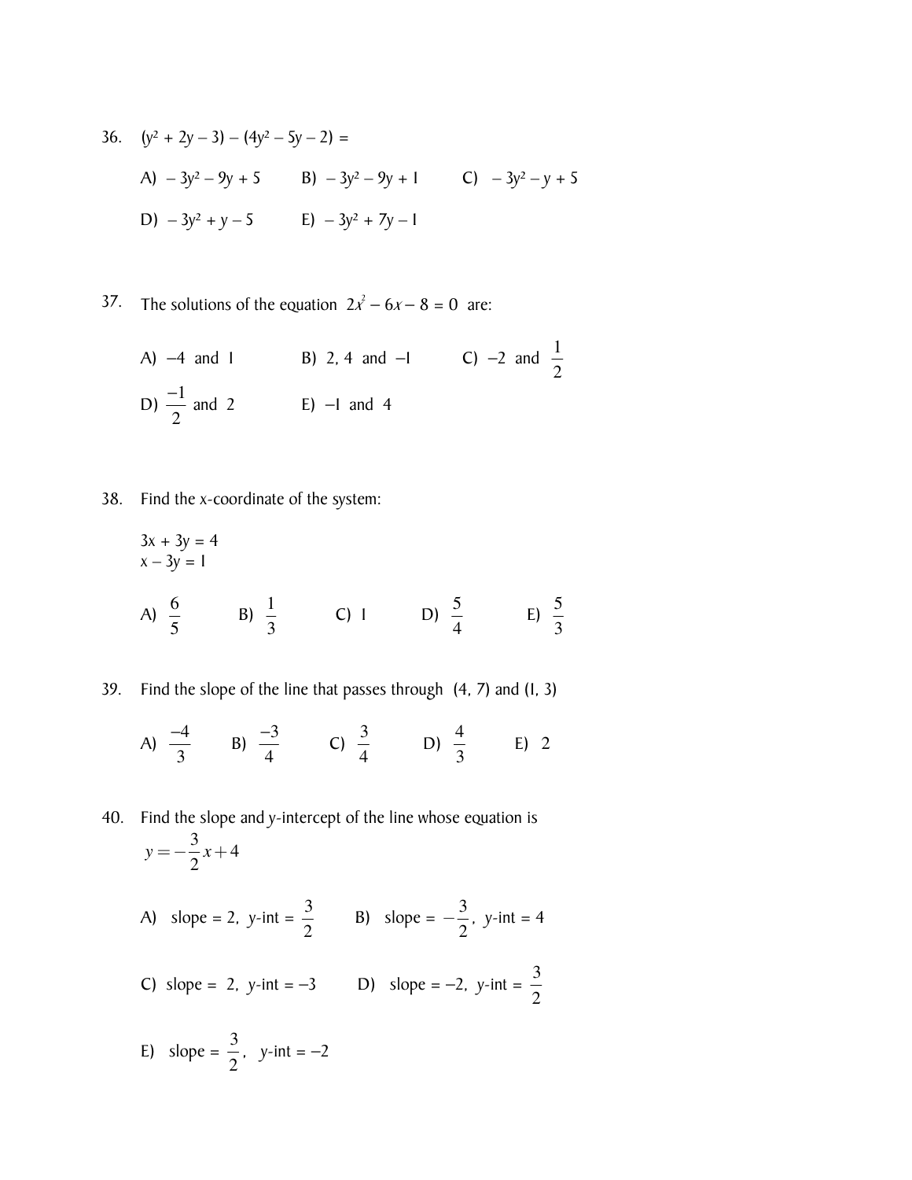36. $(y^2 + 2y - 3) - (4y^2 - 5y - 2) =$

A) $-3y^2 - 9y + 5$ B) $-3y^2 - 9y + 1$ C) $-3y^2 - y + 5$

D) $-3y^2 + y - 5$ E) $-3y^2 + 7y - 1$

37. The solutions of the equation $2x^2 - 6x - 8 = 0$ are:

A) $-4$ and $1$ B) $2, 4$ and $-1$ C) $-2$ and $\frac{1}{2}$

D) $\frac{-1}{2}$ and $2$ E) $-1$ and $4$

38. Find the x-coordinate of the system:

$3x + 3y = 4$
$x - 3y = 1$

A) $\frac{6}{5}$ B) $\frac{1}{3}$ C) $1$ D) $\frac{5}{4}$ E) $\frac{5}{3}$

39. Find the slope of the line that passes through $(4, 7)$ and $(1, 3)$

A) $\frac{-4}{3}$ B) $\frac{-3}{4}$ C) $\frac{3}{4}$ D) $\frac{4}{3}$ E) $2$

40. Find the slope and $y$-intercept of the line whose equation is $y = -\frac{3}{2}x + 4$

A) slope = 2, $y$-int = $\frac{3}{2}$ B) slope = $-\frac{3}{2}$, $y$-int = 4

C) slope = 2, $y$-int = $-3$ D) slope = $-2$, $y$-int = $\frac{3}{2}$

E) slope = $\frac{3}{2}$, $y$-int = $-2$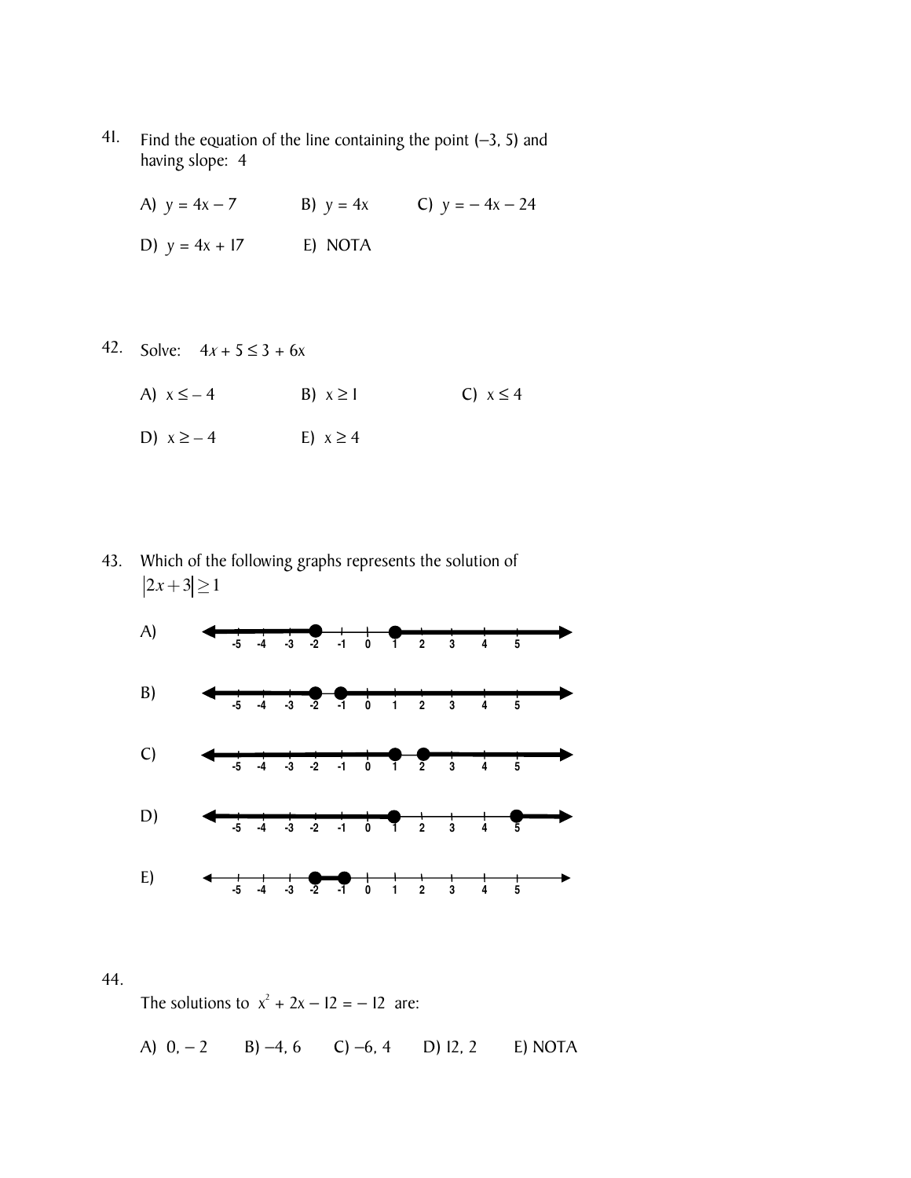41. Find the equation of the line containing the point $(-3, 5)$ and having slope: 4

A) $y = 4x - 7$ B) $y = 4x$ C) $y = -4x - 24$

D) $y = 4x + 17$ E) NOTA

42. Solve: $4x + 5 \leq 3 + 6x$

A) $x \leq -4$ B) $x \geq 1$ C) $x \leq 4$

D) $x \geq -4$ E) $x \geq 4$

43. Which of the following graphs represents the solution of $|2x+3| \geq 1$

A) (number line: closed dots at $-2$ and $1$; shaded left of $-2$ and right of $1$)

B) (number line: closed dots at $-2$ and $-1$; shaded left of $-2$ and right of $-1$)

C) (number line: closed dots at $1$ and $2$; shaded left of $1$ and right of $2$)

D) (number line: closed dots at $1$ and $5$; shaded left of $1$ and right of $5$)

E) (number line: closed dots at $-2$ and $-1$; shaded between $-2$ and $-1$)

44. The solutions to $x^2 + 2x - 12 = -12$ are:

A) $0, -2$ B) $-4, 6$ C) $-6, 4$ D) $12, 2$ E) NOTA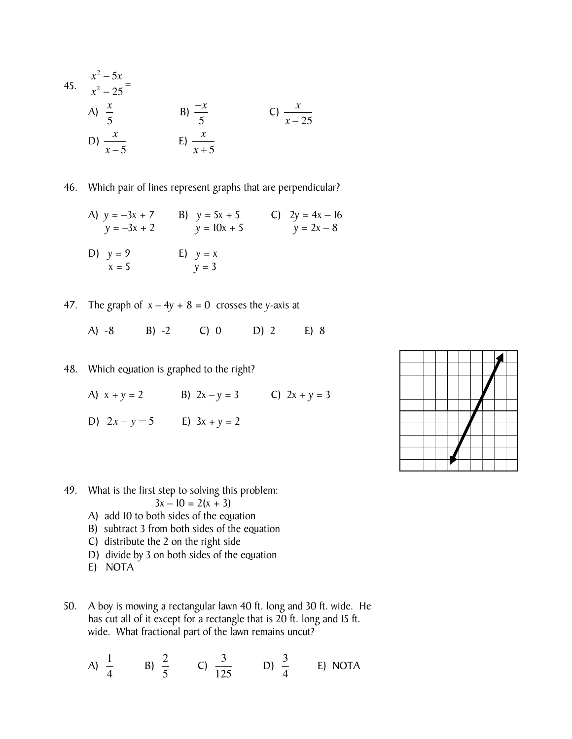45. $\dfrac{x^2 - 5x}{x^2 - 25} =$

A) $\dfrac{x}{5}$  B) $\dfrac{-x}{5}$  C) $\dfrac{x}{x-25}$

D) $\dfrac{x}{x-5}$  E) $\dfrac{x}{x+5}$

46. Which pair of lines represent graphs that are perpendicular?

A) $y = -3x + 7$, $y = -3x + 2$  B) $y = 5x + 5$, $y = 10x + 5$  C) $2y = 4x - 16$, $y = 2x - 8$

D) $y = 9$, $x = 5$  E) $y = x$, $y = 3$

47. The graph of $x - 4y + 8 = 0$ crosses the $y$-axis at

A) -8  B) -2  C) 0  D) 2  E) 8

48. Which equation is graphed to the right?

A) $x + y = 2$  B) $2x - y = 3$  C) $2x + y = 3$

D) $2x - y = 5$  E) $3x + y = 2$

49. What is the first step to solving this problem:

$$3x - 10 = 2(x + 3)$$

A) add 10 to both sides of the equation
B) subtract 3 from both sides of the equation
C) distribute the 2 on the right side
D) divide by 3 on both sides of the equation
E) NOTA

50. A boy is mowing a rectangular lawn 40 ft. long and 30 ft. wide. He has cut all of it except for a rectangle that is 20 ft. long and 15 ft. wide. What fractional part of the lawn remains uncut?

A) $\dfrac{1}{4}$  B) $\dfrac{2}{5}$  C) $\dfrac{3}{125}$  D) $\dfrac{3}{4}$  E) NOTA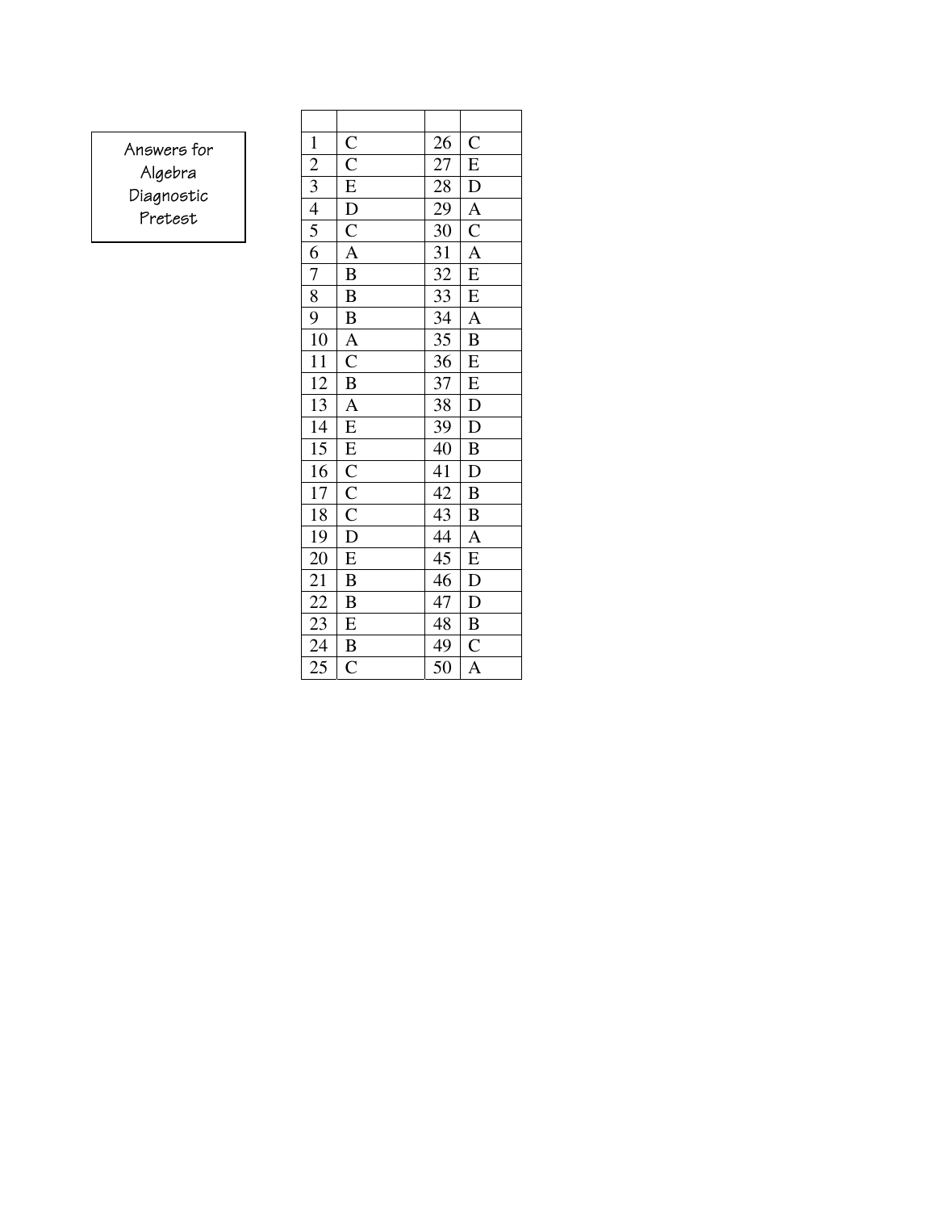Answers for Algebra Diagnostic Pretest

| | | | |
|---|---|---|---|
| 1 | C | 26 | C |
| 2 | C | 27 | E |
| 3 | E | 28 | D |
| 4 | D | 29 | A |
| 5 | C | 30 | C |
| 6 | A | 31 | A |
| 7 | B | 32 | E |
| 8 | B | 33 | E |
| 9 | B | 34 | A |
| 10 | A | 35 | B |
| 11 | C | 36 | E |
| 12 | B | 37 | E |
| 13 | A | 38 | D |
| 14 | E | 39 | D |
| 15 | E | 40 | B |
| 16 | C | 41 | D |
| 17 | C | 42 | B |
| 18 | C | 43 | B |
| 19 | D | 44 | A |
| 20 | E | 45 | E |
| 21 | B | 46 | D |
| 22 | B | 47 | D |
| 23 | E | 48 | B |
| 24 | B | 49 | C |
| 25 | C | 50 | A |